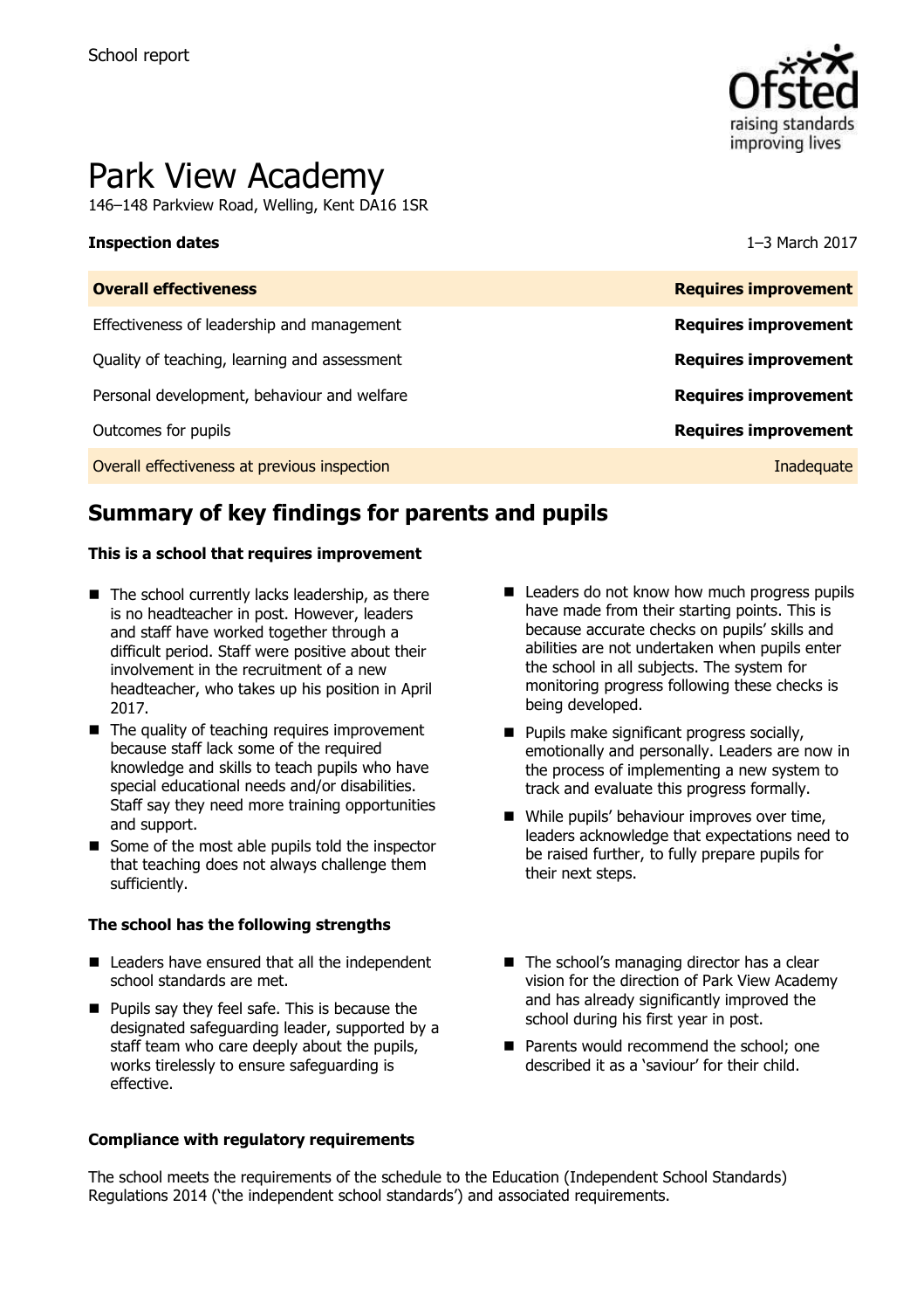School report

# Park View Academy

146–148 Parkview Road, Welling, Kent DA16 1SR

| **Inspection dates** | 1–3 March 2017 |
| --- | --- |
| **Overall effectiveness** | **Requires improvement** |
| Effectiveness of leadership and management | **Requires improvement** |
| Quality of teaching, learning and assessment | **Requires improvement** |
| Personal development, behaviour and welfare | **Requires improvement** |
| Outcomes for pupils | **Requires improvement** |
| Overall effectiveness at previous inspection | Inadequate |

## Summary of key findings for parents and pupils

**This is a school that requires improvement**

- The school currently lacks leadership, as there is no headteacher in post. However, leaders and staff have worked together through a difficult period. Staff were positive about their involvement in the recruitment of a new headteacher, who takes up his position in April 2017.
- The quality of teaching requires improvement because staff lack some of the required knowledge and skills to teach pupils who have special educational needs and/or disabilities. Staff say they need more training opportunities and support.
- Some of the most able pupils told the inspector that teaching does not always challenge them sufficiently.
- Leaders do not know how much progress pupils have made from their starting points. This is because accurate checks on pupils' skills and abilities are not undertaken when pupils enter the school in all subjects. The system for monitoring progress following these checks is being developed.
- Pupils make significant progress socially, emotionally and personally. Leaders are now in the process of implementing a new system to track and evaluate this progress formally.
- While pupils' behaviour improves over time, leaders acknowledge that expectations need to be raised further, to fully prepare pupils for their next steps.

**The school has the following strengths**

- Leaders have ensured that all the independent school standards are met.
- Pupils say they feel safe. This is because the designated safeguarding leader, supported by a staff team who care deeply about the pupils, works tirelessly to ensure safeguarding is effective.
- The school's managing director has a clear vision for the direction of Park View Academy and has already significantly improved the school during his first year in post.
- Parents would recommend the school; one described it as a 'saviour' for their child.

**Compliance with regulatory requirements**

The school meets the requirements of the schedule to the Education (Independent School Standards) Regulations 2014 ('the independent school standards') and associated requirements.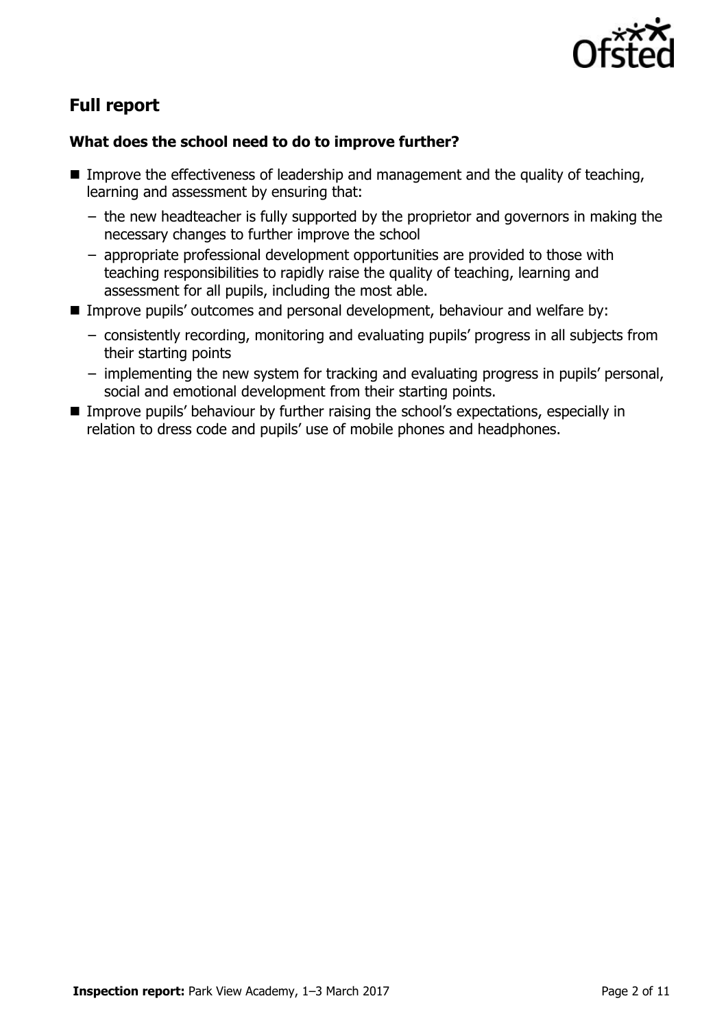## Full report

### What does the school need to do to improve further?

- Improve the effectiveness of leadership and management and the quality of teaching, learning and assessment by ensuring that:
  - the new headteacher is fully supported by the proprietor and governors in making the necessary changes to further improve the school
  - appropriate professional development opportunities are provided to those with teaching responsibilities to rapidly raise the quality of teaching, learning and assessment for all pupils, including the most able.
- Improve pupils' outcomes and personal development, behaviour and welfare by:
  - consistently recording, monitoring and evaluating pupils' progress in all subjects from their starting points
  - implementing the new system for tracking and evaluating progress in pupils' personal, social and emotional development from their starting points.
- Improve pupils' behaviour by further raising the school's expectations, especially in relation to dress code and pupils' use of mobile phones and headphones.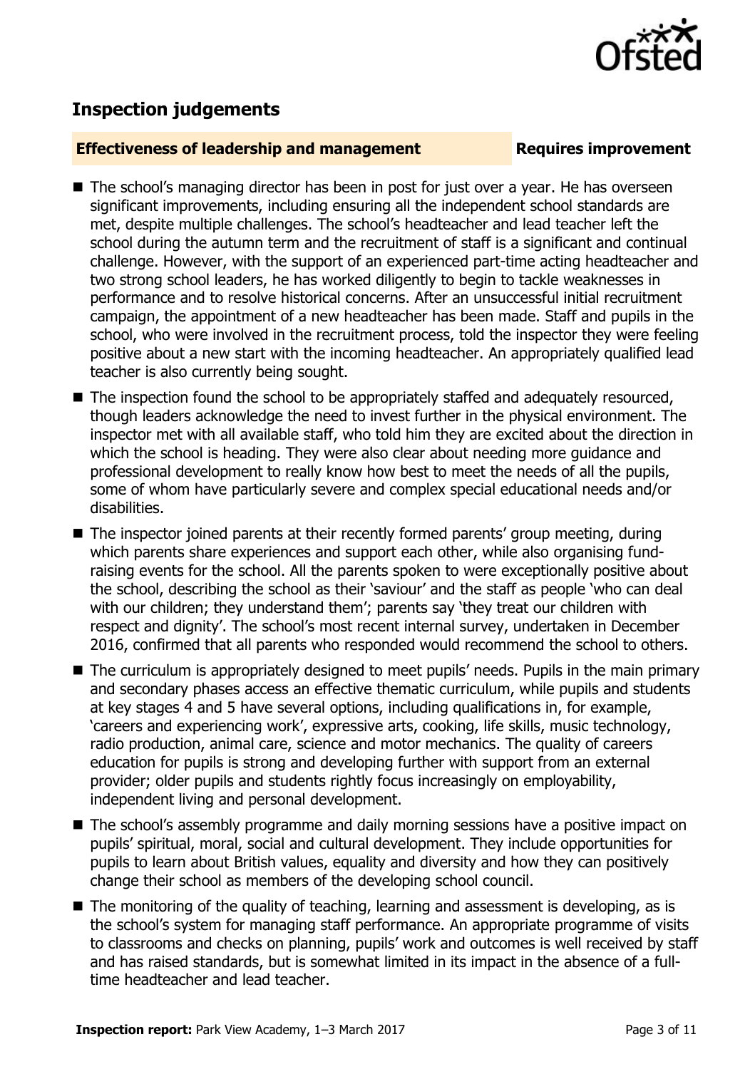## Inspection judgements

### Effectiveness of leadership and management — Requires improvement

- The school's managing director has been in post for just over a year. He has overseen significant improvements, including ensuring all the independent school standards are met, despite multiple challenges. The school's headteacher and lead teacher left the school during the autumn term and the recruitment of staff is a significant and continual challenge. However, with the support of an experienced part-time acting headteacher and two strong school leaders, he has worked diligently to begin to tackle weaknesses in performance and to resolve historical concerns. After an unsuccessful initial recruitment campaign, the appointment of a new headteacher has been made. Staff and pupils in the school, who were involved in the recruitment process, told the inspector they were feeling positive about a new start with the incoming headteacher. An appropriately qualified lead teacher is also currently being sought.
- The inspection found the school to be appropriately staffed and adequately resourced, though leaders acknowledge the need to invest further in the physical environment. The inspector met with all available staff, who told him they are excited about the direction in which the school is heading. They were also clear about needing more guidance and professional development to really know how best to meet the needs of all the pupils, some of whom have particularly severe and complex special educational needs and/or disabilities.
- The inspector joined parents at their recently formed parents' group meeting, during which parents share experiences and support each other, while also organising fund-raising events for the school. All the parents spoken to were exceptionally positive about the school, describing the school as their 'saviour' and the staff as people 'who can deal with our children; they understand them'; parents say 'they treat our children with respect and dignity'. The school's most recent internal survey, undertaken in December 2016, confirmed that all parents who responded would recommend the school to others.
- The curriculum is appropriately designed to meet pupils' needs. Pupils in the main primary and secondary phases access an effective thematic curriculum, while pupils and students at key stages 4 and 5 have several options, including qualifications in, for example, 'careers and experiencing work', expressive arts, cooking, life skills, music technology, radio production, animal care, science and motor mechanics. The quality of careers education for pupils is strong and developing further with support from an external provider; older pupils and students rightly focus increasingly on employability, independent living and personal development.
- The school's assembly programme and daily morning sessions have a positive impact on pupils' spiritual, moral, social and cultural development. They include opportunities for pupils to learn about British values, equality and diversity and how they can positively change their school as members of the developing school council.
- The monitoring of the quality of teaching, learning and assessment is developing, as is the school's system for managing staff performance. An appropriate programme of visits to classrooms and checks on planning, pupils' work and outcomes is well received by staff and has raised standards, but is somewhat limited in its impact in the absence of a full-time headteacher and lead teacher.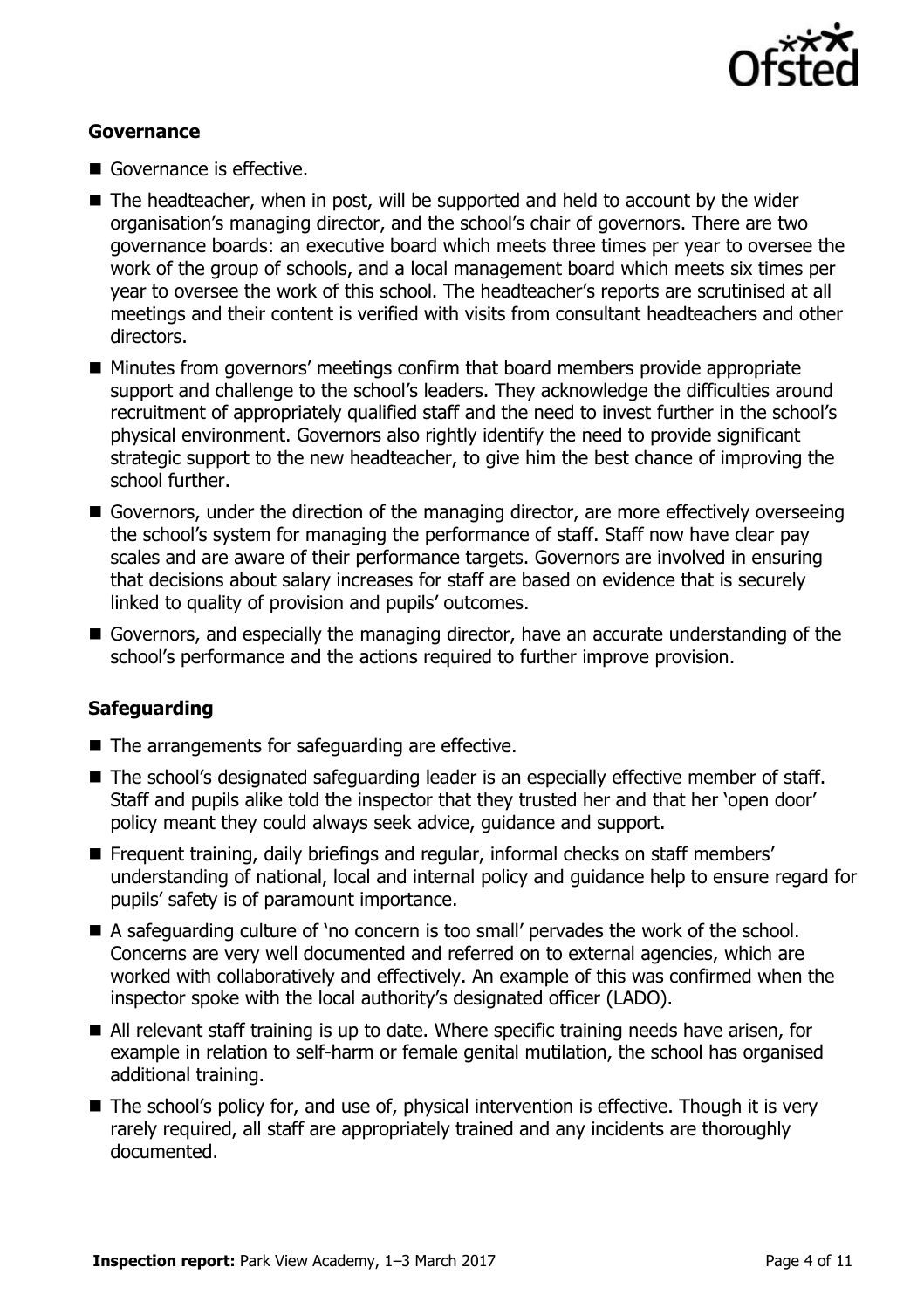### Governance

- Governance is effective.
- The headteacher, when in post, will be supported and held to account by the wider organisation's managing director, and the school's chair of governors. There are two governance boards: an executive board which meets three times per year to oversee the work of the group of schools, and a local management board which meets six times per year to oversee the work of this school. The headteacher's reports are scrutinised at all meetings and their content is verified with visits from consultant headteachers and other directors.
- Minutes from governors' meetings confirm that board members provide appropriate support and challenge to the school's leaders. They acknowledge the difficulties around recruitment of appropriately qualified staff and the need to invest further in the school's physical environment. Governors also rightly identify the need to provide significant strategic support to the new headteacher, to give him the best chance of improving the school further.
- Governors, under the direction of the managing director, are more effectively overseeing the school's system for managing the performance of staff. Staff now have clear pay scales and are aware of their performance targets. Governors are involved in ensuring that decisions about salary increases for staff are based on evidence that is securely linked to quality of provision and pupils' outcomes.
- Governors, and especially the managing director, have an accurate understanding of the school's performance and the actions required to further improve provision.

### Safeguarding

- The arrangements for safeguarding are effective.
- The school's designated safeguarding leader is an especially effective member of staff. Staff and pupils alike told the inspector that they trusted her and that her 'open door' policy meant they could always seek advice, guidance and support.
- Frequent training, daily briefings and regular, informal checks on staff members' understanding of national, local and internal policy and guidance help to ensure regard for pupils' safety is of paramount importance.
- A safeguarding culture of 'no concern is too small' pervades the work of the school. Concerns are very well documented and referred on to external agencies, which are worked with collaboratively and effectively. An example of this was confirmed when the inspector spoke with the local authority's designated officer (LADO).
- All relevant staff training is up to date. Where specific training needs have arisen, for example in relation to self-harm or female genital mutilation, the school has organised additional training.
- The school's policy for, and use of, physical intervention is effective. Though it is very rarely required, all staff are appropriately trained and any incidents are thoroughly documented.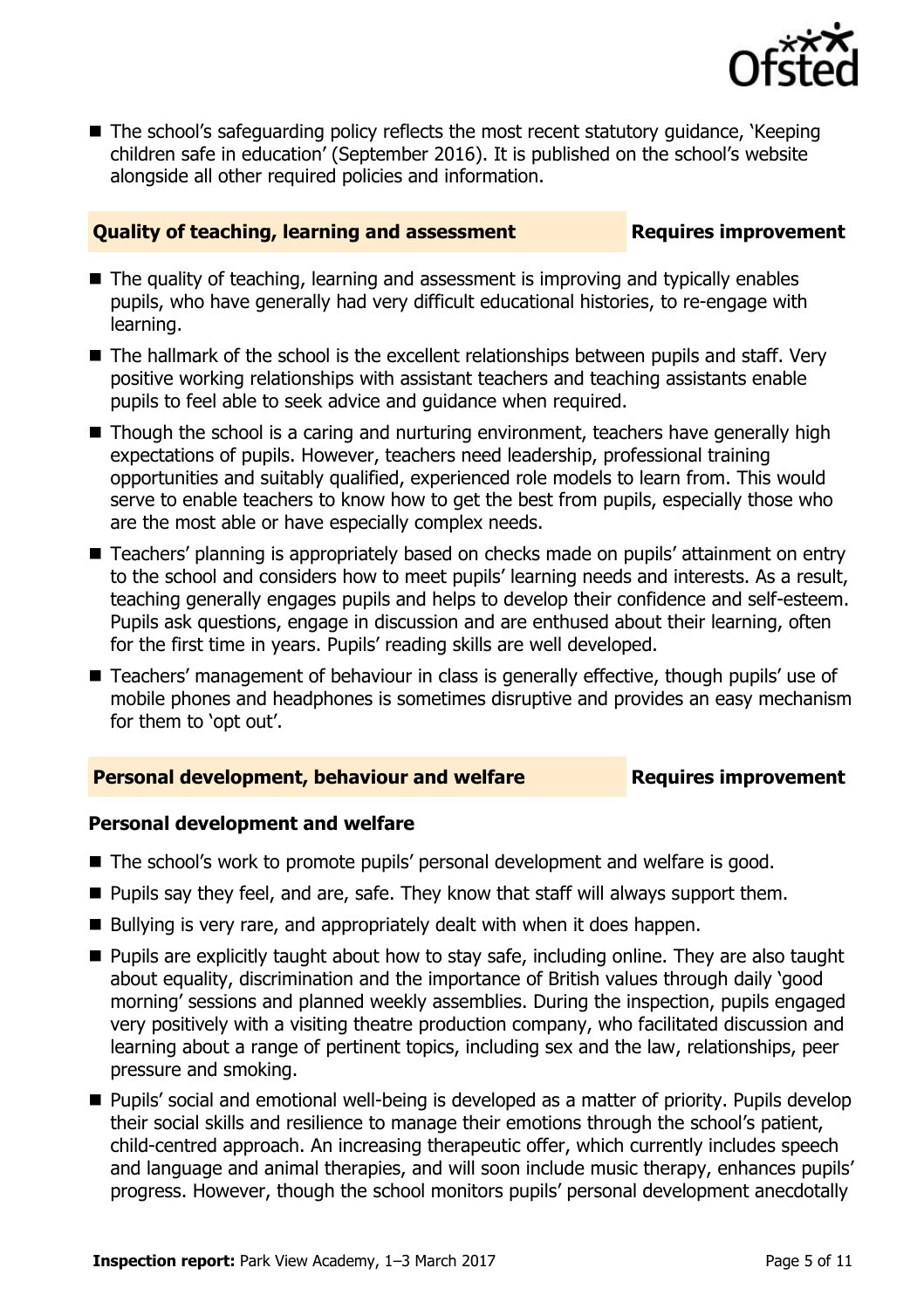- The school's safeguarding policy reflects the most recent statutory guidance, 'Keeping children safe in education' (September 2016). It is published on the school's website alongside all other required policies and information.

## Quality of teaching, learning and assessment — Requires improvement

- The quality of teaching, learning and assessment is improving and typically enables pupils, who have generally had very difficult educational histories, to re-engage with learning.
- The hallmark of the school is the excellent relationships between pupils and staff. Very positive working relationships with assistant teachers and teaching assistants enable pupils to feel able to seek advice and guidance when required.
- Though the school is a caring and nurturing environment, teachers have generally high expectations of pupils. However, teachers need leadership, professional training opportunities and suitably qualified, experienced role models to learn from. This would serve to enable teachers to know how to get the best from pupils, especially those who are the most able or have especially complex needs.
- Teachers' planning is appropriately based on checks made on pupils' attainment on entry to the school and considers how to meet pupils' learning needs and interests. As a result, teaching generally engages pupils and helps to develop their confidence and self-esteem. Pupils ask questions, engage in discussion and are enthused about their learning, often for the first time in years. Pupils' reading skills are well developed.
- Teachers' management of behaviour in class is generally effective, though pupils' use of mobile phones and headphones is sometimes disruptive and provides an easy mechanism for them to 'opt out'.

## Personal development, behaviour and welfare — Requires improvement

### Personal development and welfare

- The school's work to promote pupils' personal development and welfare is good.
- Pupils say they feel, and are, safe. They know that staff will always support them.
- Bullying is very rare, and appropriately dealt with when it does happen.
- Pupils are explicitly taught about how to stay safe, including online. They are also taught about equality, discrimination and the importance of British values through daily 'good morning' sessions and planned weekly assemblies. During the inspection, pupils engaged very positively with a visiting theatre production company, who facilitated discussion and learning about a range of pertinent topics, including sex and the law, relationships, peer pressure and smoking.
- Pupils' social and emotional well-being is developed as a matter of priority. Pupils develop their social skills and resilience to manage their emotions through the school's patient, child-centred approach. An increasing therapeutic offer, which currently includes speech and language and animal therapies, and will soon include music therapy, enhances pupils' progress. However, though the school monitors pupils' personal development anecdotally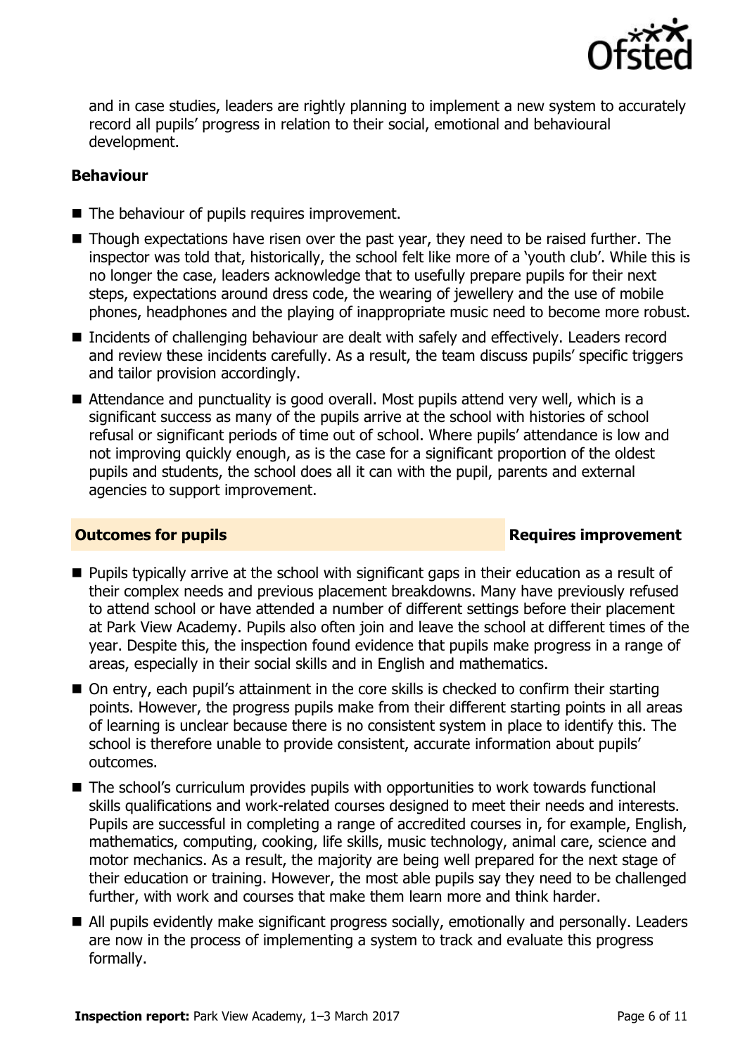and in case studies, leaders are rightly planning to implement a new system to accurately record all pupils' progress in relation to their social, emotional and behavioural development.

### Behaviour

- The behaviour of pupils requires improvement.
- Though expectations have risen over the past year, they need to be raised further. The inspector was told that, historically, the school felt like more of a 'youth club'. While this is no longer the case, leaders acknowledge that to usefully prepare pupils for their next steps, expectations around dress code, the wearing of jewellery and the use of mobile phones, headphones and the playing of inappropriate music need to become more robust.
- Incidents of challenging behaviour are dealt with safely and effectively. Leaders record and review these incidents carefully. As a result, the team discuss pupils' specific triggers and tailor provision accordingly.
- Attendance and punctuality is good overall. Most pupils attend very well, which is a significant success as many of the pupils arrive at the school with histories of school refusal or significant periods of time out of school. Where pupils' attendance is low and not improving quickly enough, as is the case for a significant proportion of the oldest pupils and students, the school does all it can with the pupil, parents and external agencies to support improvement.

## Outcomes for pupils — Requires improvement

- Pupils typically arrive at the school with significant gaps in their education as a result of their complex needs and previous placement breakdowns. Many have previously refused to attend school or have attended a number of different settings before their placement at Park View Academy. Pupils also often join and leave the school at different times of the year. Despite this, the inspection found evidence that pupils make progress in a range of areas, especially in their social skills and in English and mathematics.
- On entry, each pupil's attainment in the core skills is checked to confirm their starting points. However, the progress pupils make from their different starting points in all areas of learning is unclear because there is no consistent system in place to identify this. The school is therefore unable to provide consistent, accurate information about pupils' outcomes.
- The school's curriculum provides pupils with opportunities to work towards functional skills qualifications and work-related courses designed to meet their needs and interests. Pupils are successful in completing a range of accredited courses in, for example, English, mathematics, computing, cooking, life skills, music technology, animal care, science and motor mechanics. As a result, the majority are being well prepared for the next stage of their education or training. However, the most able pupils say they need to be challenged further, with work and courses that make them learn more and think harder.
- All pupils evidently make significant progress socially, emotionally and personally. Leaders are now in the process of implementing a system to track and evaluate this progress formally.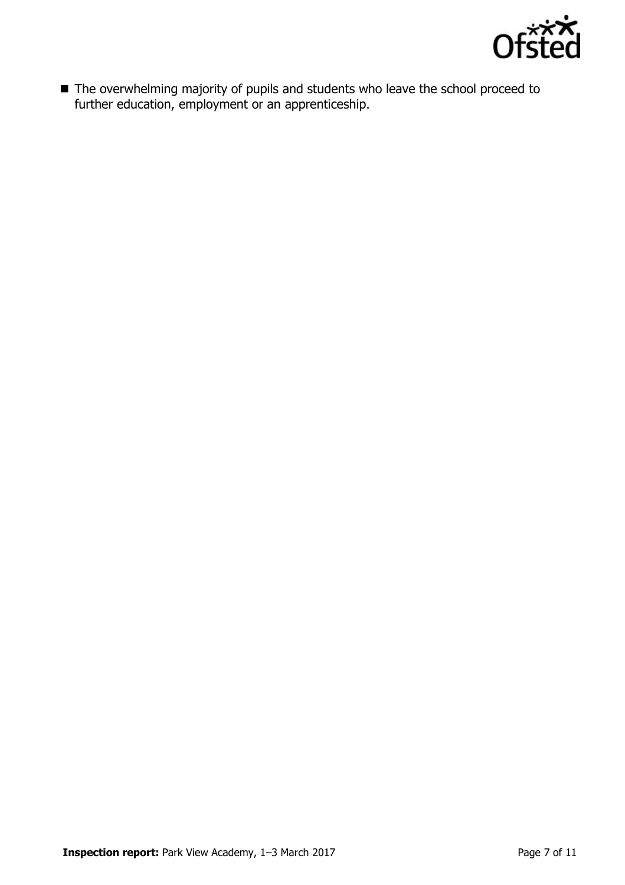- The overwhelming majority of pupils and students who leave the school proceed to further education, employment or an apprenticeship.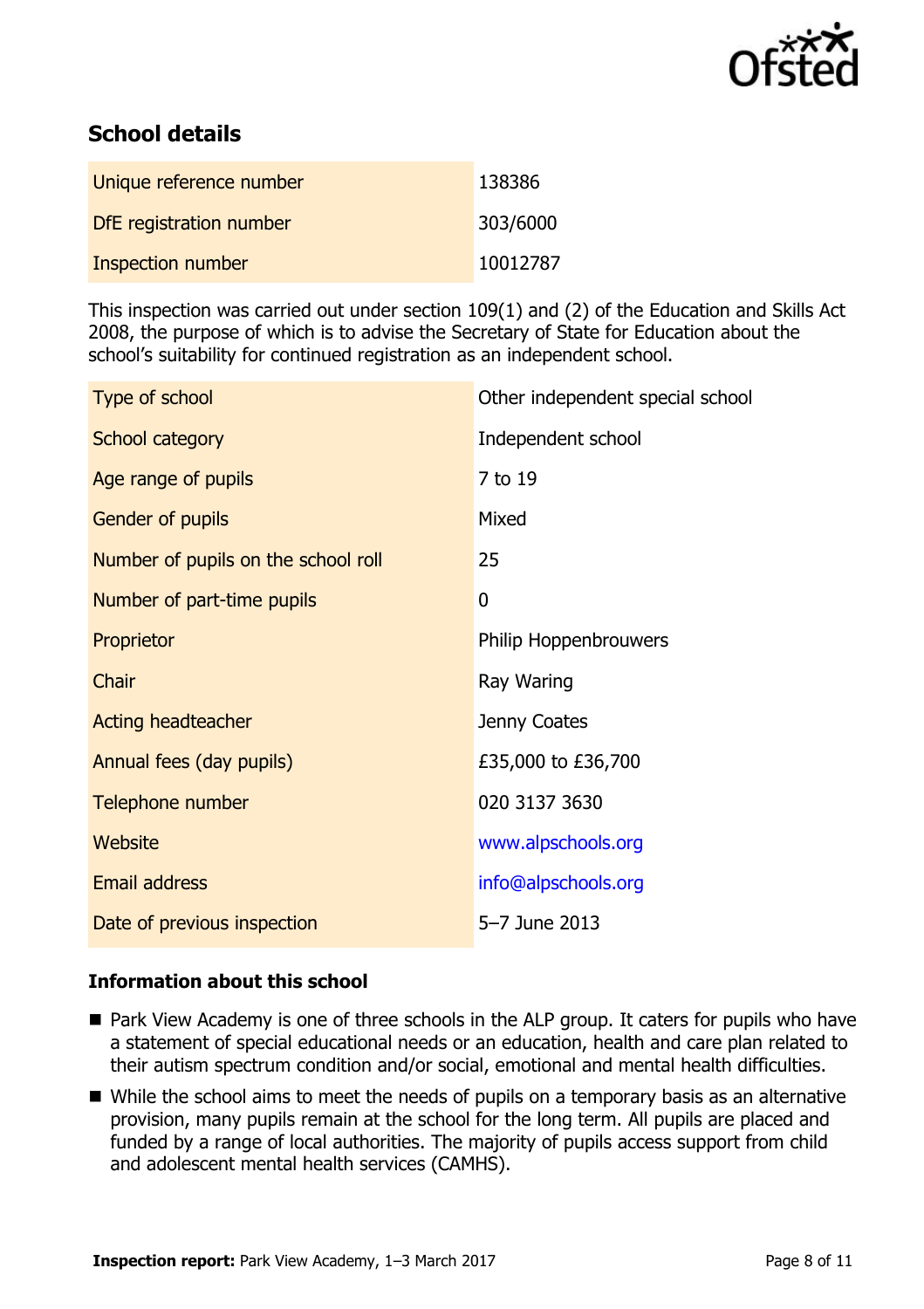## School details

| | |
|---|---|
| Unique reference number | 138386 |
| DfE registration number | 303/6000 |
| Inspection number | 10012787 |

This inspection was carried out under section 109(1) and (2) of the Education and Skills Act 2008, the purpose of which is to advise the Secretary of State for Education about the school's suitability for continued registration as an independent school.

| | |
|---|---|
| Type of school | Other independent special school |
| School category | Independent school |
| Age range of pupils | 7 to 19 |
| Gender of pupils | Mixed |
| Number of pupils on the school roll | 25 |
| Number of part-time pupils | 0 |
| Proprietor | Philip Hoppenbrouwers |
| Chair | Ray Waring |
| Acting headteacher | Jenny Coates |
| Annual fees (day pupils) | £35,000 to £36,700 |
| Telephone number | 020 3137 3630 |
| Website | www.alpschools.org |
| Email address | info@alpschools.org |
| Date of previous inspection | 5–7 June 2013 |

### Information about this school

- Park View Academy is one of three schools in the ALP group. It caters for pupils who have a statement of special educational needs or an education, health and care plan related to their autism spectrum condition and/or social, emotional and mental health difficulties.
- While the school aims to meet the needs of pupils on a temporary basis as an alternative provision, many pupils remain at the school for the long term. All pupils are placed and funded by a range of local authorities. The majority of pupils access support from child and adolescent mental health services (CAMHS).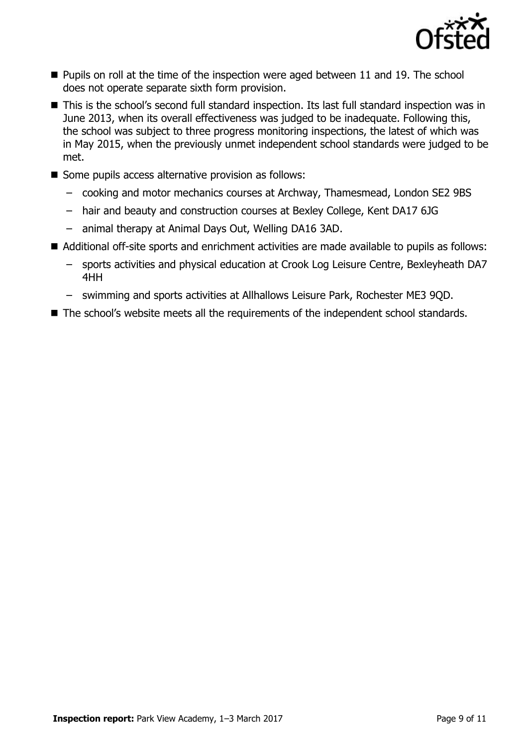- Pupils on roll at the time of the inspection were aged between 11 and 19. The school does not operate separate sixth form provision.
- This is the school's second full standard inspection. Its last full standard inspection was in June 2013, when its overall effectiveness was judged to be inadequate. Following this, the school was subject to three progress monitoring inspections, the latest of which was in May 2015, when the previously unmet independent school standards were judged to be met.
- Some pupils access alternative provision as follows:
  - cooking and motor mechanics courses at Archway, Thamesmead, London SE2 9BS
  - hair and beauty and construction courses at Bexley College, Kent DA17 6JG
  - animal therapy at Animal Days Out, Welling DA16 3AD.
- Additional off-site sports and enrichment activities are made available to pupils as follows:
  - sports activities and physical education at Crook Log Leisure Centre, Bexleyheath DA7 4HH
  - swimming and sports activities at Allhallows Leisure Park, Rochester ME3 9QD.
- The school's website meets all the requirements of the independent school standards.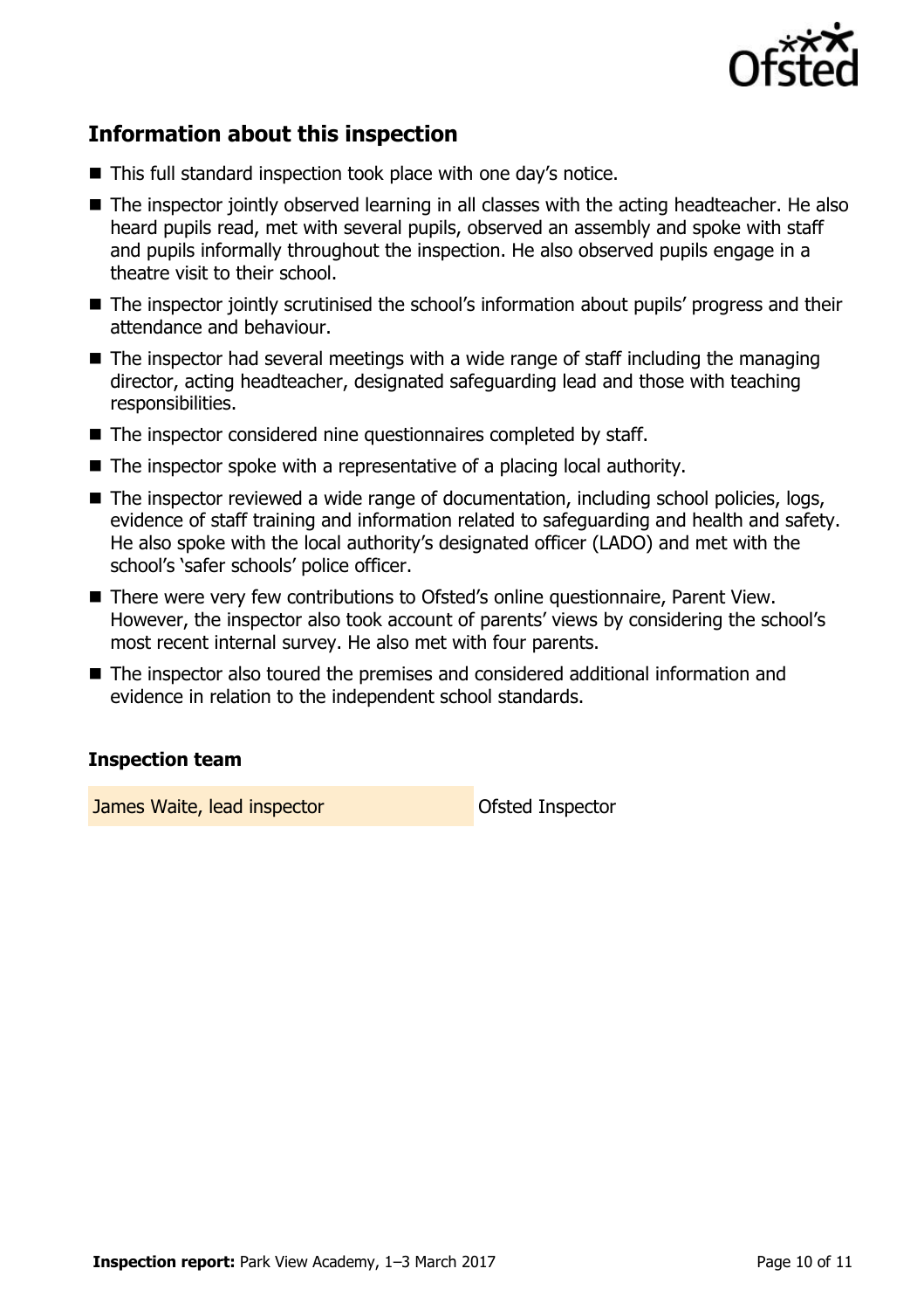## Information about this inspection

- This full standard inspection took place with one day's notice.
- The inspector jointly observed learning in all classes with the acting headteacher. He also heard pupils read, met with several pupils, observed an assembly and spoke with staff and pupils informally throughout the inspection. He also observed pupils engage in a theatre visit to their school.
- The inspector jointly scrutinised the school's information about pupils' progress and their attendance and behaviour.
- The inspector had several meetings with a wide range of staff including the managing director, acting headteacher, designated safeguarding lead and those with teaching responsibilities.
- The inspector considered nine questionnaires completed by staff.
- The inspector spoke with a representative of a placing local authority.
- The inspector reviewed a wide range of documentation, including school policies, logs, evidence of staff training and information related to safeguarding and health and safety. He also spoke with the local authority's designated officer (LADO) and met with the school's 'safer schools' police officer.
- There were very few contributions to Ofsted's online questionnaire, Parent View. However, the inspector also took account of parents' views by considering the school's most recent internal survey. He also met with four parents.
- The inspector also toured the premises and considered additional information and evidence in relation to the independent school standards.

### Inspection team

| | |
|---|---|
| James Waite, lead inspector | Ofsted Inspector |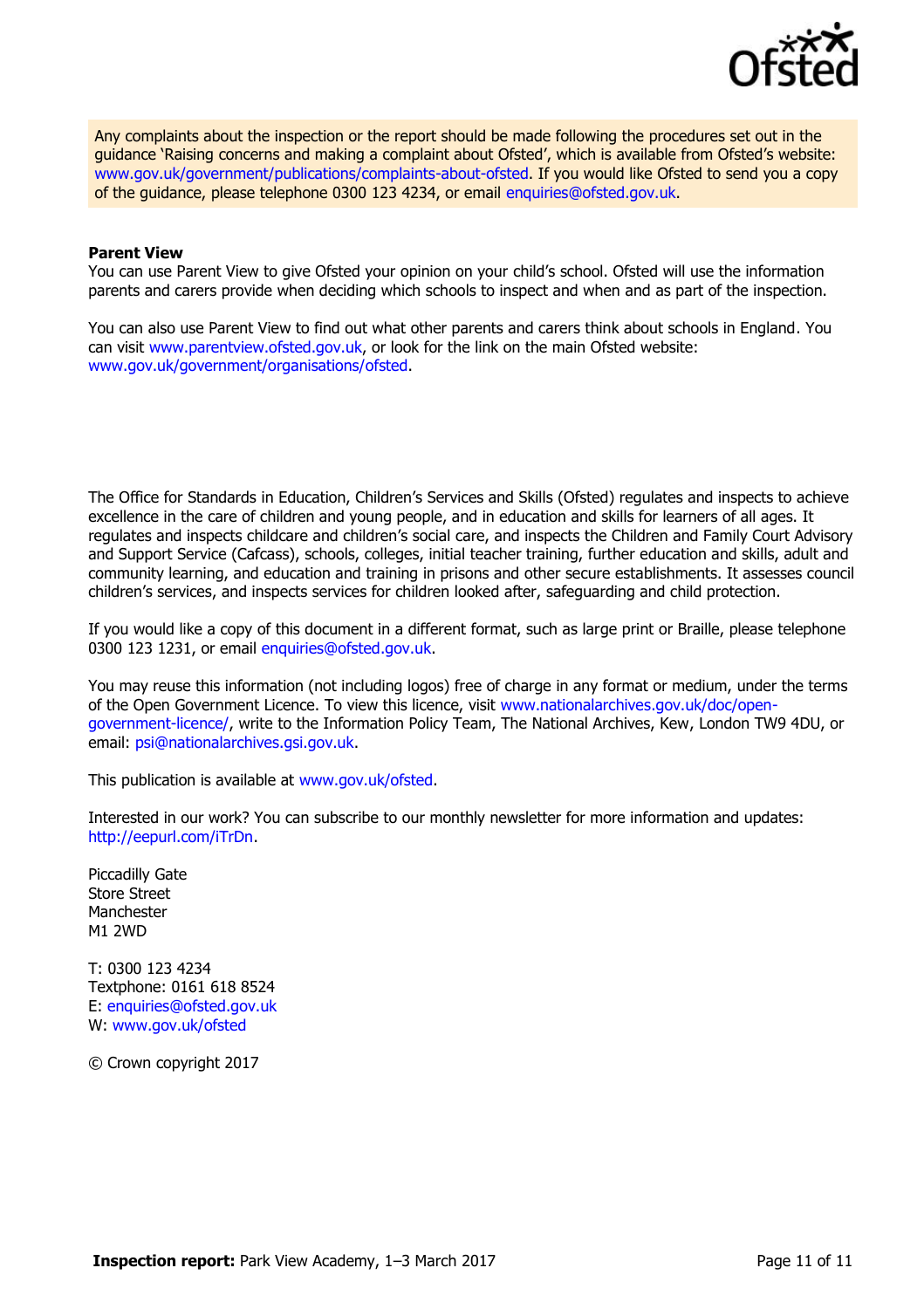Any complaints about the inspection or the report should be made following the procedures set out in the guidance 'Raising concerns and making a complaint about Ofsted', which is available from Ofsted's website: www.gov.uk/government/publications/complaints-about-ofsted. If you would like Ofsted to send you a copy of the guidance, please telephone 0300 123 4234, or email enquiries@ofsted.gov.uk.

**Parent View**

You can use Parent View to give Ofsted your opinion on your child's school. Ofsted will use the information parents and carers provide when deciding which schools to inspect and when and as part of the inspection.

You can also use Parent View to find out what other parents and carers think about schools in England. You can visit www.parentview.ofsted.gov.uk, or look for the link on the main Ofsted website: www.gov.uk/government/organisations/ofsted.

The Office for Standards in Education, Children's Services and Skills (Ofsted) regulates and inspects to achieve excellence in the care of children and young people, and in education and skills for learners of all ages. It regulates and inspects childcare and children's social care, and inspects the Children and Family Court Advisory and Support Service (Cafcass), schools, colleges, initial teacher training, further education and skills, adult and community learning, and education and training in prisons and other secure establishments. It assesses council children's services, and inspects services for children looked after, safeguarding and child protection.

If you would like a copy of this document in a different format, such as large print or Braille, please telephone 0300 123 1231, or email enquiries@ofsted.gov.uk.

You may reuse this information (not including logos) free of charge in any format or medium, under the terms of the Open Government Licence. To view this licence, visit www.nationalarchives.gov.uk/doc/open-government-licence/, write to the Information Policy Team, The National Archives, Kew, London TW9 4DU, or email: psi@nationalarchives.gsi.gov.uk.

This publication is available at www.gov.uk/ofsted.

Interested in our work? You can subscribe to our monthly newsletter for more information and updates: http://eepurl.com/iTrDn.

Piccadilly Gate
Store Street
Manchester
M1 2WD

T: 0300 123 4234
Textphone: 0161 618 8524
E: enquiries@ofsted.gov.uk
W: www.gov.uk/ofsted

© Crown copyright 2017